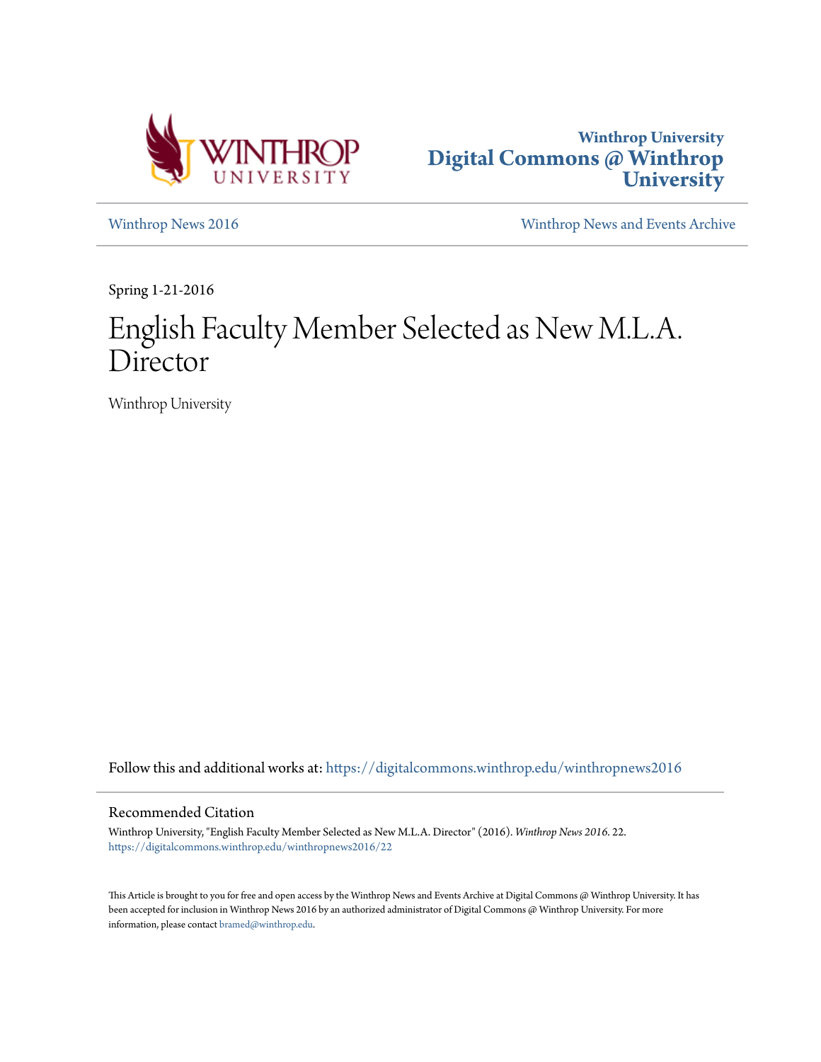Winthrop University
Digital Commons @ Winthrop University

Winthrop News 2016 | Winthrop News and Events Archive

Spring 1-21-2016

# English Faculty Member Selected as New M.L.A. Director

Winthrop University

Follow this and additional works at: https://digitalcommons.winthrop.edu/winthropnews2016

## Recommended Citation

Winthrop University, "English Faculty Member Selected as New M.L.A. Director" (2016). *Winthrop News 2016*. 22.
https://digitalcommons.winthrop.edu/winthropnews2016/22

This Article is brought to you for free and open access by the Winthrop News and Events Archive at Digital Commons @ Winthrop University. It has been accepted for inclusion in Winthrop News 2016 by an authorized administrator of Digital Commons @ Winthrop University. For more information, please contact bramed@winthrop.edu.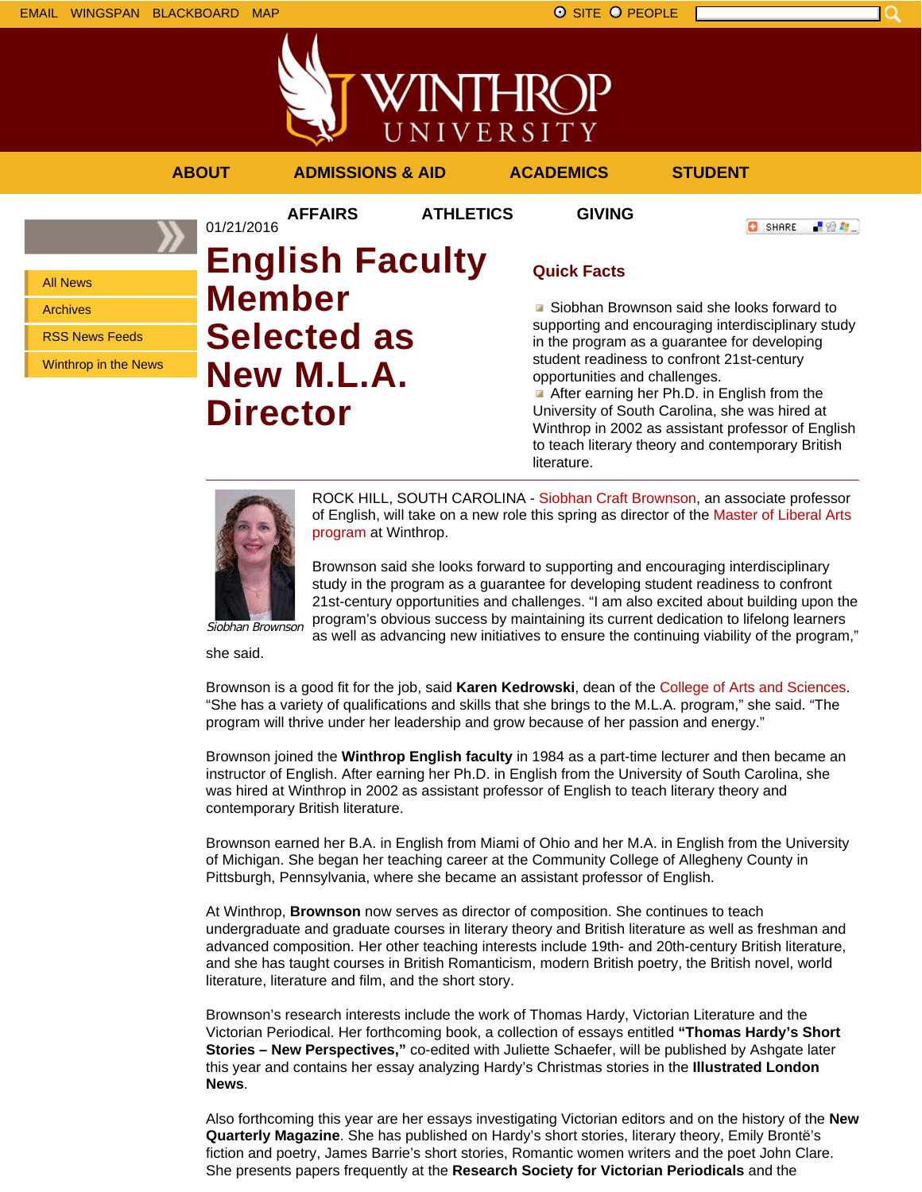EMAIL WINGSPAN BLACKBOARD MAP

SITE PEOPLE

ABOUT ADMISSIONS & AID ACADEMICS STUDENT AFFAIRS ATHLETICS GIVING

- All News
- Archives
- RSS News Feeds
- Winthrop in the News

01/21/2016

# English Faculty Member Selected as New M.L.A. Director

## Quick Facts

- Siobhan Brownson said she looks forward to supporting and encouraging interdisciplinary study in the program as a guarantee for developing student readiness to confront 21st-century opportunities and challenges.
- After earning her Ph.D. in English from the University of South Carolina, she was hired at Winthrop in 2002 as assistant professor of English to teach literary theory and contemporary British literature.

---

*Siobhan Brownson*

ROCK HILL, SOUTH CAROLINA - Siobhan Craft Brownson, an associate professor of English, will take on a new role this spring as director of the Master of Liberal Arts program at Winthrop.

Brownson said she looks forward to supporting and encouraging interdisciplinary study in the program as a guarantee for developing student readiness to confront 21st-century opportunities and challenges. "I am also excited about building upon the program's obvious success by maintaining its current dedication to lifelong learners as well as advancing new initiatives to ensure the continuing viability of the program," she said.

Brownson is a good fit for the job, said **Karen Kedrowski**, dean of the College of Arts and Sciences. "She has a variety of qualifications and skills that she brings to the M.L.A. program," she said. "The program will thrive under her leadership and grow because of her passion and energy."

Brownson joined the **Winthrop English faculty** in 1984 as a part-time lecturer and then became an instructor of English. After earning her Ph.D. in English from the University of South Carolina, she was hired at Winthrop in 2002 as assistant professor of English to teach literary theory and contemporary British literature.

Brownson earned her B.A. in English from Miami of Ohio and her M.A. in English from the University of Michigan. She began her teaching career at the Community College of Allegheny County in Pittsburgh, Pennsylvania, where she became an assistant professor of English.

At Winthrop, **Brownson** now serves as director of composition. She continues to teach undergraduate and graduate courses in literary theory and British literature as well as freshman and advanced composition. Her other teaching interests include 19th- and 20th-century British literature, and she has taught courses in British Romanticism, modern British poetry, the British novel, world literature, literature and film, and the short story.

Brownson's research interests include the work of Thomas Hardy, Victorian Literature and the Victorian Periodical. Her forthcoming book, a collection of essays entitled **"Thomas Hardy's Short Stories – New Perspectives,"** co-edited with Juliette Schaefer, will be published by Ashgate later this year and contains her essay analyzing Hardy's Christmas stories in the **Illustrated London News**.

Also forthcoming this year are her essays investigating Victorian editors and on the history of the **New Quarterly Magazine**. She has published on Hardy's short stories, literary theory, Emily Brontë's fiction and poetry, James Barrie's short stories, Romantic women writers and the poet John Clare. She presents papers frequently at the **Research Society for Victorian Periodicals** and the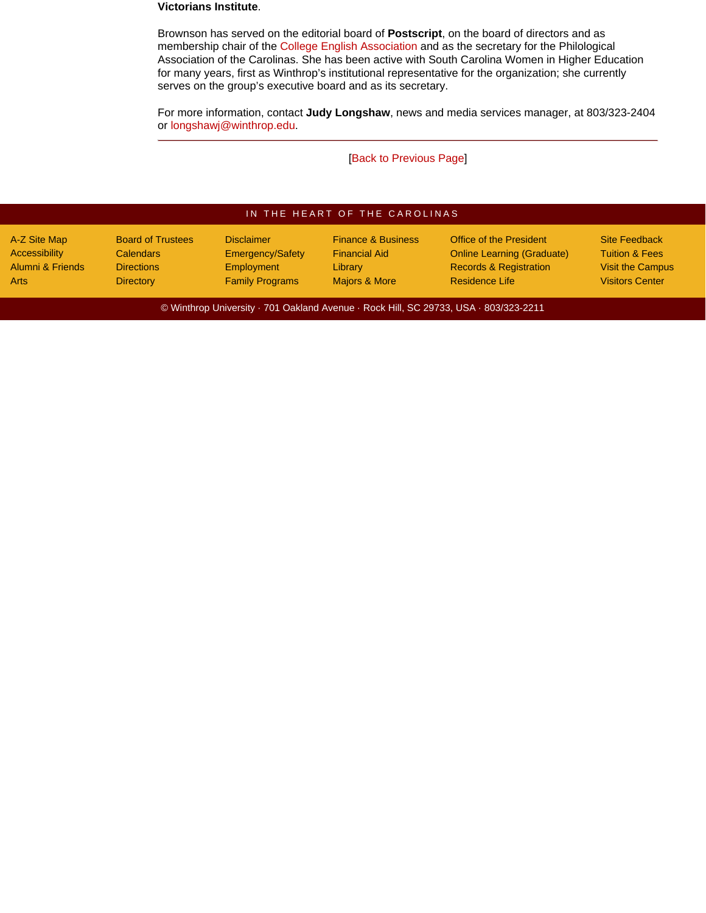**Victorians Institute**.

Brownson has served on the editorial board of **Postscript**, on the board of directors and as membership chair of the College English Association and as the secretary for the Philological Association of the Carolinas. She has been active with South Carolina Women in Higher Education for many years, first as Winthrop's institutional representative for the organization; she currently serves on the group's executive board and as its secretary.

For more information, contact **Judy Longshaw**, news and media services manager, at 803/323-2404 or longshawj@winthrop.edu.

---

[Back to Previous Page]

IN THE HEART OF THE CAROLINAS

A-Z Site Map
Accessibility
Alumni & Friends
Arts
Board of Trustees
Calendars
Directions
Directory
Disclaimer
Emergency/Safety
Employment
Family Programs
Finance & Business
Financial Aid
Library
Majors & More
Office of the President
Online Learning (Graduate)
Records & Registration
Residence Life
Site Feedback
Tuition & Fees
Visit the Campus
Visitors Center

© Winthrop University · 701 Oakland Avenue · Rock Hill, SC 29733, USA · 803/323-2211